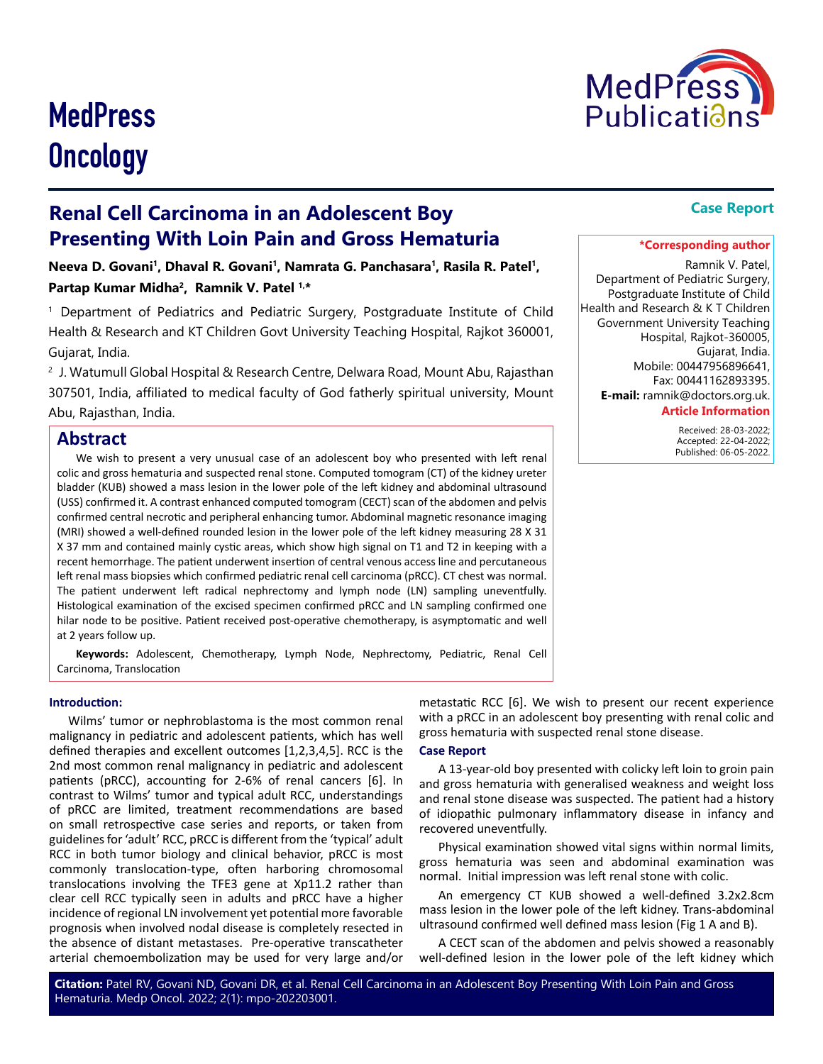# MedPress Oncology

**Case Report**

## Renal Cell Carcinoma in an Adolescent Boy Presenting With Loin Pain and Gross Hematuria

**Neeva D. Govani[1], Dhaval R. Govani[1], Namrata G. Panchasara[1], Rasila R. Patel[1], Partap Kumar Midha[2], Ramnik V. Patel [1,*]**

[1] Department of Pediatrics and Pediatric Surgery, Postgraduate Institute of Child Health & Research and KT Children Govt University Teaching Hospital, Rajkot 360001, Gujarat, India.

[2] J. Watumull Global Hospital & Research Centre, Delwara Road, Mount Abu, Rajasthan 307501, India, affiliated to medical faculty of God fatherly spiritual university, Mount Abu, Rajasthan, India.

**\*Corresponding author**

Ramnik V. Patel, Department of Pediatric Surgery, Postgraduate Institute of Child Health and Research & K T Children Government University Teaching Hospital, Rajkot-360005, Gujarat, India.
Mobile: 00447956896641,
Fax: 00441162893395.
**E-mail:** ramnik@doctors.org.uk.

**Article Information**

Received: 28-03-2022;
Accepted: 22-04-2022;
Published: 06-05-2022.

## Abstract

We wish to present a very unusual case of an adolescent boy who presented with left renal colic and gross hematuria and suspected renal stone. Computed tomogram (CT) of the kidney ureter bladder (KUB) showed a mass lesion in the lower pole of the left kidney and abdominal ultrasound (USS) confirmed it. A contrast enhanced computed tomogram (CECT) scan of the abdomen and pelvis confirmed central necrotic and peripheral enhancing tumor. Abdominal magnetic resonance imaging (MRI) showed a well-defined rounded lesion in the lower pole of the left kidney measuring 28 X 31 X 37 mm and contained mainly cystic areas, which show high signal on T1 and T2 in keeping with a recent hemorrhage. The patient underwent insertion of central venous access line and percutaneous left renal mass biopsies which confirmed pediatric renal cell carcinoma (pRCC). CT chest was normal. The patient underwent left radical nephrectomy and lymph node (LN) sampling uneventfully. Histological examination of the excised specimen confirmed pRCC and LN sampling confirmed one hilar node to be positive. Patient received post-operative chemotherapy, is asymptomatic and well at 2 years follow up.

**Keywords:** Adolescent, Chemotherapy, Lymph Node, Nephrectomy, Pediatric, Renal Cell Carcinoma, Translocation

### Introduction:

Wilms' tumor or nephroblastoma is the most common renal malignancy in pediatric and adolescent patients, which has well defined therapies and excellent outcomes [1,2,3,4,5]. RCC is the 2nd most common renal malignancy in pediatric and adolescent patients (pRCC), accounting for 2-6% of renal cancers [6]. In contrast to Wilms' tumor and typical adult RCC, understandings of pRCC are limited, treatment recommendations are based on small retrospective case series and reports, or taken from guidelines for 'adult' RCC, pRCC is different from the 'typical' adult RCC in both tumor biology and clinical behavior, pRCC is most commonly translocation-type, often harboring chromosomal translocations involving the TFE3 gene at Xp11.2 rather than clear cell RCC typically seen in adults and pRCC have a higher incidence of regional LN involvement yet potential more favorable prognosis when involved nodal disease is completely resected in the absence of distant metastases. Pre-operative transcatheter arterial chemoembolization may be used for very large and/or metastatic RCC [6]. We wish to present our recent experience with a pRCC in an adolescent boy presenting with renal colic and gross hematuria with suspected renal stone disease.

### Case Report

A 13-year-old boy presented with colicky left loin to groin pain and gross hematuria with generalised weakness and weight loss and renal stone disease was suspected. The patient had a history of idiopathic pulmonary inflammatory disease in infancy and recovered uneventfully.

Physical examination showed vital signs within normal limits, gross hematuria was seen and abdominal examination was normal. Initial impression was left renal stone with colic.

An emergency CT KUB showed a well-defined 3.2x2.8cm mass lesion in the lower pole of the left kidney. Trans-abdominal ultrasound confirmed well defined mass lesion (Fig 1 A and B).

A CECT scan of the abdomen and pelvis showed a reasonably well-defined lesion in the lower pole of the left kidney which

**Citation:** Patel RV, Govani ND, Govani DR, et al. Renal Cell Carcinoma in an Adolescent Boy Presenting With Loin Pain and Gross Hematuria. Medp Oncol. 2022; 2(1): mpo-202203001.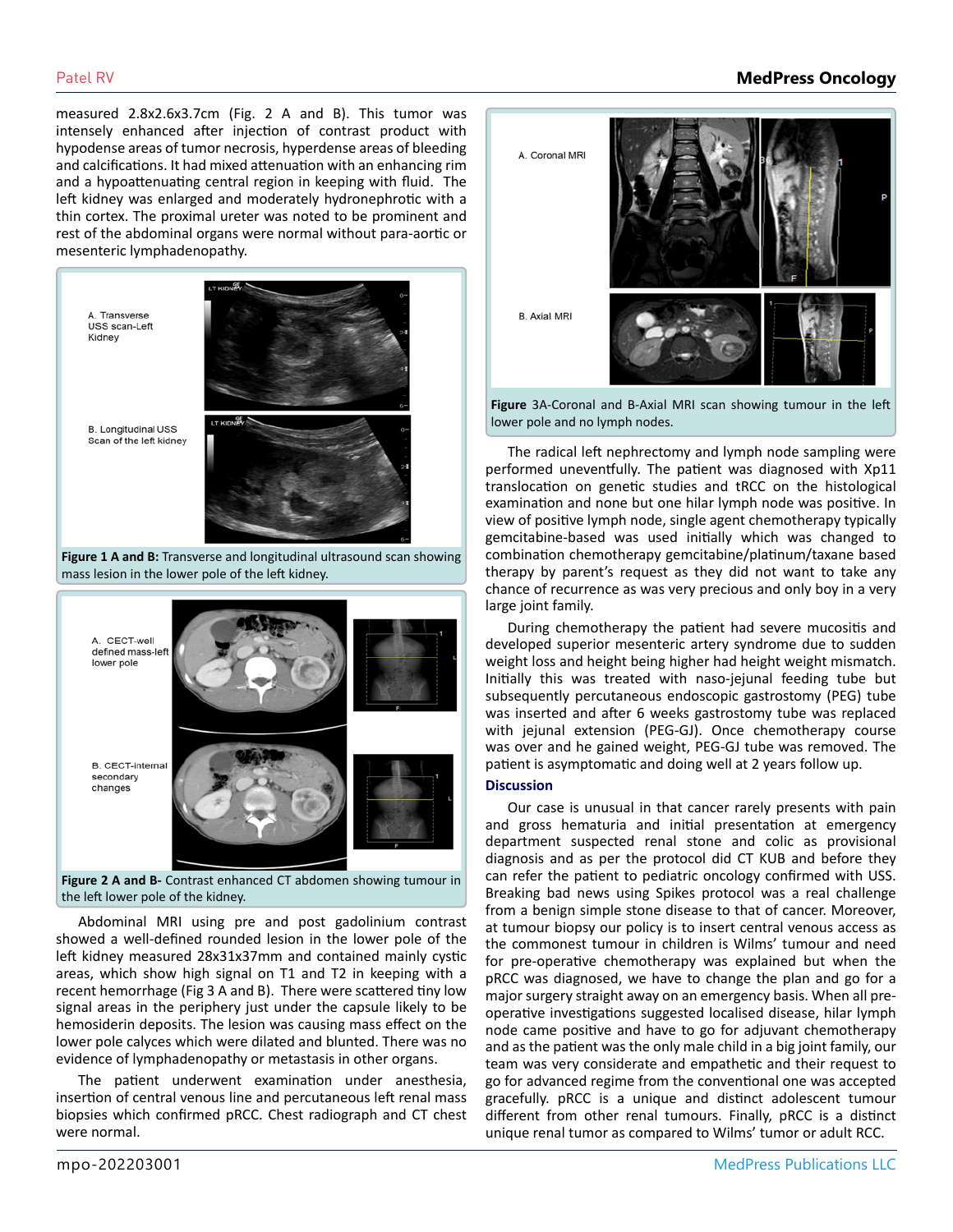measured 2.8x2.6x3.7cm (Fig. 2 A and B). This tumor was intensely enhanced after injection of contrast product with hypodense areas of tumor necrosis, hyperdense areas of bleeding and calcifications. It had mixed attenuation with an enhancing rim and a hypoattenuating central region in keeping with fluid. The left kidney was enlarged and moderately hydronephrotic with a thin cortex. The proximal ureter was noted to be prominent and rest of the abdominal organs were normal without para-aortic or mesenteric lymphadenopathy.

A. Transverse USS scan-Left Kidney

B. Longitudinal USS Scan of the left kidney

**Figure 1 A and B:** Transverse and longitudinal ultrasound scan showing mass lesion in the lower pole of the left kidney.

A. CECT-well defined mass-left lower pole

B. CECT-internal secondary changes

**Figure 2 A and B-** Contrast enhanced CT abdomen showing tumour in the left lower pole of the kidney.

Abdominal MRI using pre and post gadolinium contrast showed a well-defined rounded lesion in the lower pole of the left kidney measured 28x31x37mm and contained mainly cystic areas, which show high signal on T1 and T2 in keeping with a recent hemorrhage (Fig 3 A and B). There were scattered tiny low signal areas in the periphery just under the capsule likely to be hemosiderin deposits. The lesion was causing mass effect on the lower pole calyces which were dilated and blunted. There was no evidence of lymphadenopathy or metastasis in other organs.

The patient underwent examination under anesthesia, insertion of central venous line and percutaneous left renal mass biopsies which confirmed pRCC. Chest radiograph and CT chest were normal.

A. Coronal MRI

B. Axial MRI

**Figure** 3A-Coronal and B-Axial MRI scan showing tumour in the left lower pole and no lymph nodes.

The radical left nephrectomy and lymph node sampling were performed uneventfully. The patient was diagnosed with Xp11 translocation on genetic studies and tRCC on the histological examination and none but one hilar lymph node was positive. In view of positive lymph node, single agent chemotherapy typically gemcitabine-based was used initially which was changed to combination chemotherapy gemcitabine/platinum/taxane based therapy by parent's request as they did not want to take any chance of recurrence as was very precious and only boy in a very large joint family.

During chemotherapy the patient had severe mucositis and developed superior mesenteric artery syndrome due to sudden weight loss and height being higher had height weight mismatch. Initially this was treated with naso-jejunal feeding tube but subsequently percutaneous endoscopic gastrostomy (PEG) tube was inserted and after 6 weeks gastrostomy tube was replaced with jejunal extension (PEG-GJ). Once chemotherapy course was over and he gained weight, PEG-GJ tube was removed. The patient is asymptomatic and doing well at 2 years follow up.

## Discussion

Our case is unusual in that cancer rarely presents with pain and gross hematuria and initial presentation at emergency department suspected renal stone and colic as provisional diagnosis and as per the protocol did CT KUB and before they can refer the patient to pediatric oncology confirmed with USS. Breaking bad news using Spikes protocol was a real challenge from a benign simple stone disease to that of cancer. Moreover, at tumour biopsy our policy is to insert central venous access as the commonest tumour in children is Wilms' tumour and need for pre-operative chemotherapy was explained but when the pRCC was diagnosed, we have to change the plan and go for a major surgery straight away on an emergency basis. When all pre-operative investigations suggested localised disease, hilar lymph node came positive and have to go for adjuvant chemotherapy and as the patient was the only male child in a big joint family, our team was very considerate and empathetic and their request to go for advanced regime from the conventional one was accepted gracefully. pRCC is a unique and distinct adolescent tumour different from other renal tumours. Finally, pRCC is a distinct unique renal tumor as compared to Wilms' tumor or adult RCC.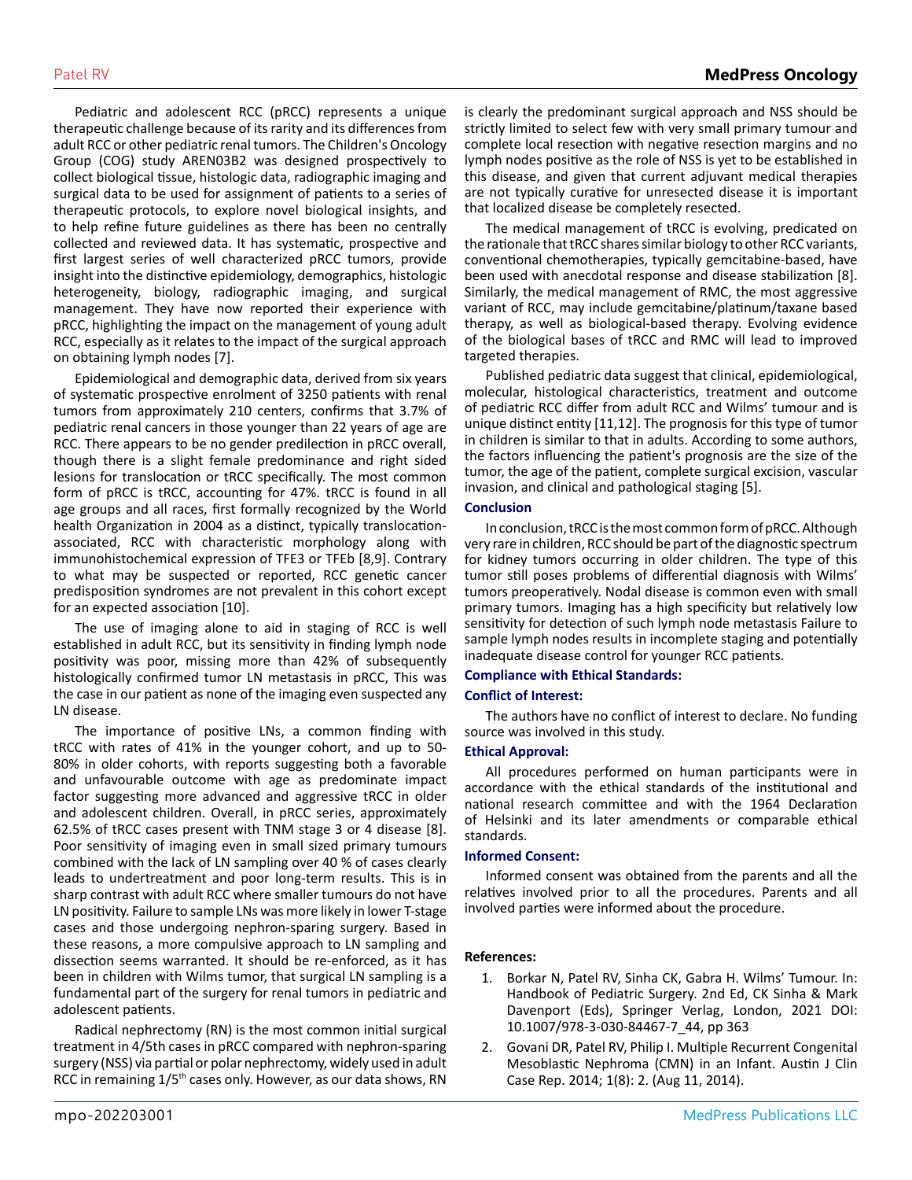Pediatric and adolescent RCC (pRCC) represents a unique therapeutic challenge because of its rarity and its differences from adult RCC or other pediatric renal tumors. The Children's Oncology Group (COG) study AREN03B2 was designed prospectively to collect biological tissue, histologic data, radiographic imaging and surgical data to be used for assignment of patients to a series of therapeutic protocols, to explore novel biological insights, and to help refine future guidelines as there has been no centrally collected and reviewed data. It has systematic, prospective and first largest series of well characterized pRCC tumors, provide insight into the distinctive epidemiology, demographics, histologic heterogeneity, biology, radiographic imaging, and surgical management. They have now reported their experience with pRCC, highlighting the impact on the management of young adult RCC, especially as it relates to the impact of the surgical approach on obtaining lymph nodes [7].

Epidemiological and demographic data, derived from six years of systematic prospective enrolment of 3250 patients with renal tumors from approximately 210 centers, confirms that 3.7% of pediatric renal cancers in those younger than 22 years of age are RCC. There appears to be no gender predilection in pRCC overall, though there is a slight female predominance and right sided lesions for translocation or tRCC specifically. The most common form of pRCC is tRCC, accounting for 47%. tRCC is found in all age groups and all races, first formally recognized by the World health Organization in 2004 as a distinct, typically translocation-associated, RCC with characteristic morphology along with immunohistochemical expression of TFE3 or TFEb [8,9]. Contrary to what may be suspected or reported, RCC genetic cancer predisposition syndromes are not prevalent in this cohort except for an expected association [10].

The use of imaging alone to aid in staging of RCC is well established in adult RCC, but its sensitivity in finding lymph node positivity was poor, missing more than 42% of subsequently histologically confirmed tumor LN metastasis in pRCC, This was the case in our patient as none of the imaging even suspected any LN disease.

The importance of positive LNs, a common finding with tRCC with rates of 41% in the younger cohort, and up to 50-80% in older cohorts, with reports suggesting both a favorable and unfavourable outcome with age as predominate impact factor suggesting more advanced and aggressive tRCC in older and adolescent children. Overall, in pRCC series, approximately 62.5% of tRCC cases present with TNM stage 3 or 4 disease [8]. Poor sensitivity of imaging even in small sized primary tumours combined with the lack of LN sampling over 40 % of cases clearly leads to undertreatment and poor long-term results. This is in sharp contrast with adult RCC where smaller tumours do not have LN positivity. Failure to sample LNs was more likely in lower T-stage cases and those undergoing nephron-sparing surgery. Based in these reasons, a more compulsive approach to LN sampling and dissection seems warranted. It should be re-enforced, as it has been in children with Wilms tumor, that surgical LN sampling is a fundamental part of the surgery for renal tumors in pediatric and adolescent patients.

Radical nephrectomy (RN) is the most common initial surgical treatment in 4/5th cases in pRCC compared with nephron-sparing surgery (NSS) via partial or polar nephrectomy, widely used in adult RCC in remaining 1/5$^{th}$ cases only. However, as our data shows, RN is clearly the predominant surgical approach and NSS should be strictly limited to select few with very small primary tumour and complete local resection with negative resection margins and no lymph nodes positive as the role of NSS is yet to be established in this disease, and given that current adjuvant medical therapies are not typically curative for unresected disease it is important that localized disease be completely resected.

The medical management of tRCC is evolving, predicated on the rationale that tRCC shares similar biology to other RCC variants, conventional chemotherapies, typically gemcitabine-based, have been used with anecdotal response and disease stabilization [8]. Similarly, the medical management of RMC, the most aggressive variant of RCC, may include gemcitabine/platinum/taxane based therapy, as well as biological-based therapy. Evolving evidence of the biological bases of tRCC and RMC will lead to improved targeted therapies.

Published pediatric data suggest that clinical, epidemiological, molecular, histological characteristics, treatment and outcome of pediatric RCC differ from adult RCC and Wilms' tumour and is unique distinct entity [11,12]. The prognosis for this type of tumor in children is similar to that in adults. According to some authors, the factors influencing the patient's prognosis are the size of the tumor, the age of the patient, complete surgical excision, vascular invasion, and clinical and pathological staging [5].

## Conclusion

In conclusion, tRCC is the most common form of pRCC. Although very rare in children, RCC should be part of the diagnostic spectrum for kidney tumors occurring in older children. The type of this tumor still poses problems of differential diagnosis with Wilms' tumors preoperatively. Nodal disease is common even with small primary tumors. Imaging has a high specificity but relatively low sensitivity for detection of such lymph node metastasis Failure to sample lymph nodes results in incomplete staging and potentially inadequate disease control for younger RCC patients.

## Compliance with Ethical Standards:

### Conflict of Interest:

The authors have no conflict of interest to declare. No funding source was involved in this study.

### Ethical Approval:

All procedures performed on human participants were in accordance with the ethical standards of the institutional and national research committee and with the 1964 Declaration of Helsinki and its later amendments or comparable ethical standards.

### Informed Consent:

Informed consent was obtained from the parents and all the relatives involved prior to all the procedures. Parents and all involved parties were informed about the procedure.

## References:

1. Borkar N, Patel RV, Sinha CK, Gabra H. Wilms' Tumour. In: Handbook of Pediatric Surgery. 2nd Ed, CK Sinha & Mark Davenport (Eds), Springer Verlag, London, 2021 DOI: 10.1007/978-3-030-84467-7_44, pp 363
2. Govani DR, Patel RV, Philip I. Multiple Recurrent Congenital Mesoblastic Nephroma (CMN) in an Infant. Austin J Clin Case Rep. 2014; 1(8): 2. (Aug 11, 2014).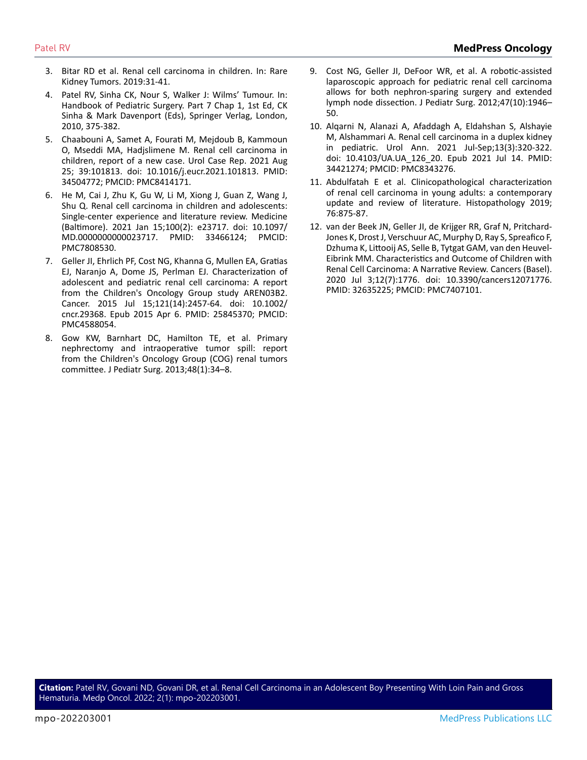3. Bitar RD et al. Renal cell carcinoma in children. In: Rare Kidney Tumors. 2019:31-41.
4. Patel RV, Sinha CK, Nour S, Walker J: Wilms' Tumour. In: Handbook of Pediatric Surgery. Part 7 Chap 1, 1st Ed, CK Sinha & Mark Davenport (Eds), Springer Verlag, London, 2010, 375-382.
5. Chaabouni A, Samet A, Fourati M, Mejdoub B, Kammoun O, Mseddi MA, Hadjslimene M. Renal cell carcinoma in children, report of a new case. Urol Case Rep. 2021 Aug 25; 39:101813. doi: 10.1016/j.eucr.2021.101813. PMID: 34504772; PMCID: PMC8414171.
6. He M, Cai J, Zhu K, Gu W, Li M, Xiong J, Guan Z, Wang J, Shu Q. Renal cell carcinoma in children and adolescents: Single-center experience and literature review. Medicine (Baltimore). 2021 Jan 15;100(2): e23717. doi: 10.1097/MD.0000000000023717. PMID: 33466124; PMCID: PMC7808530.
7. Geller JI, Ehrlich PF, Cost NG, Khanna G, Mullen EA, Gratias EJ, Naranjo A, Dome JS, Perlman EJ. Characterization of adolescent and pediatric renal cell carcinoma: A report from the Children's Oncology Group study AREN03B2. Cancer. 2015 Jul 15;121(14):2457-64. doi: 10.1002/cncr.29368. Epub 2015 Apr 6. PMID: 25845370; PMCID: PMC4588054.
8. Gow KW, Barnhart DC, Hamilton TE, et al. Primary nephrectomy and intraoperative tumor spill: report from the Children's Oncology Group (COG) renal tumors committee. J Pediatr Surg. 2013;48(1):34–8.
9. Cost NG, Geller JI, DeFoor WR, et al. A robotic-assisted laparoscopic approach for pediatric renal cell carcinoma allows for both nephron-sparing surgery and extended lymph node dissection. J Pediatr Surg. 2012;47(10):1946–50.
10. Alqarni N, Alanazi A, Afaddagh A, Eldahshan S, Alshayie M, Alshammari A. Renal cell carcinoma in a duplex kidney in pediatric. Urol Ann. 2021 Jul-Sep;13(3):320-322. doi: 10.4103/UA.UA_126_20. Epub 2021 Jul 14. PMID: 34421274; PMCID: PMC8343276.
11. Abdulfatah E et al. Clinicopathological characterization of renal cell carcinoma in young adults: a contemporary update and review of literature. Histopathology 2019; 76:875-87.
12. van der Beek JN, Geller JI, de Krijger RR, Graf N, Pritchard-Jones K, Drost J, Verschuur AC, Murphy D, Ray S, Spreafico F, Dzhuma K, Littooij AS, Selle B, Tytgat GAM, van den Heuvel-Eibrink MM. Characteristics and Outcome of Children with Renal Cell Carcinoma: A Narrative Review. Cancers (Basel). 2020 Jul 3;12(7):1776. doi: 10.3390/cancers12071776. PMID: 32635225; PMCID: PMC7407101.

**Citation:** Patel RV, Govani ND, Govani DR, et al. Renal Cell Carcinoma in an Adolescent Boy Presenting With Loin Pain and Gross Hematuria. Medp Oncol. 2022; 2(1): mpo-202203001.